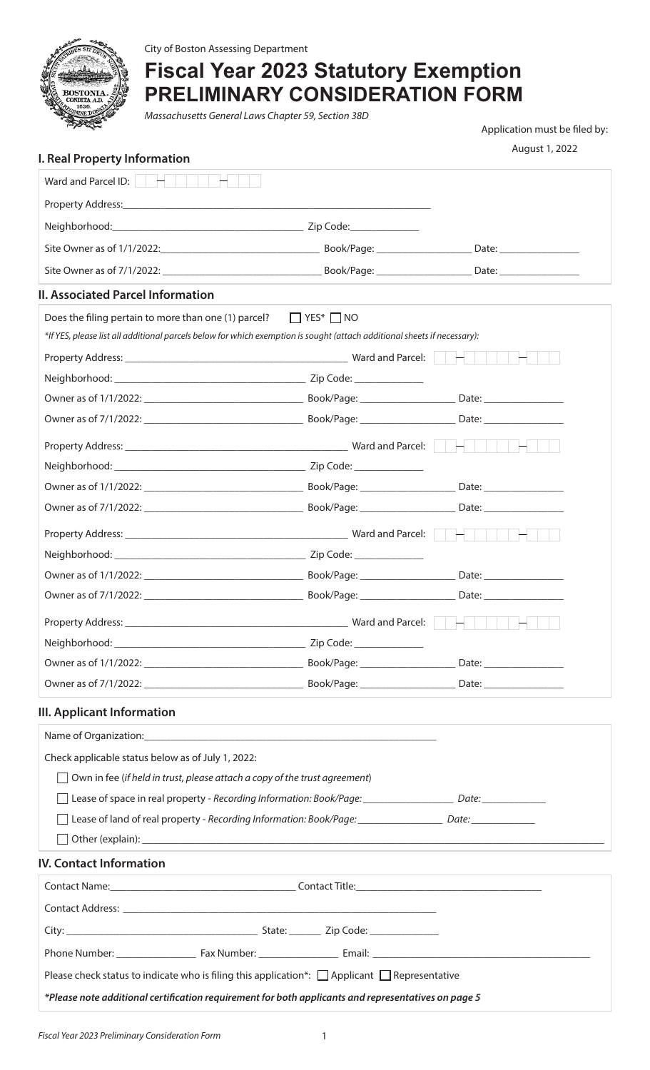City of Boston Assessing Department

# Fiscal Year 2023 Statutory Exemption PRELIMINARY CONSIDERATION FORM

*Massachusetts General Laws Chapter 59, Section 38D*

Application must be filed by:

August 1, 2022

## I. Real Property Information

Ward and Parcel ID: ☐☐-☐☐☐☐☐-☐☐☐

Property Address:______________________________________________

Neighborhood:______________________________ Zip Code:____________

Site Owner as of 1/1/2022:_________________________ Book/Page: ______________ Date: ____________

Site Owner as of 7/1/2022: _________________________ Book/Page: ______________ Date: ____________

## II. Associated Parcel Information

Does the filing pertain to more than one (1) parcel? ☐ YES* ☐ NO

*\*If YES, please list all additional parcels below for which exemption is sought (attach additional sheets if necessary):*

Property Address: ___________________________________ Ward and Parcel: ☐☐-☐☐☐☐☐-☐☐☐

Neighborhood: ______________________________ Zip Code: ____________

Owner as of 1/1/2022: _________________________ Book/Page: ______________ Date: ____________

Owner as of 7/1/2022: _________________________ Book/Page: ______________ Date: ____________

Property Address: ___________________________________ Ward and Parcel: ☐☐-☐☐☐☐☐-☐☐☐

Neighborhood: ______________________________ Zip Code: ____________

Owner as of 1/1/2022: _________________________ Book/Page: ______________ Date: ____________

Owner as of 7/1/2022: _________________________ Book/Page: ______________ Date: ____________

Property Address: ___________________________________ Ward and Parcel: ☐☐-☐☐☐☐☐-☐☐☐

Neighborhood: ______________________________ Zip Code: ____________

Owner as of 1/1/2022: _________________________ Book/Page: ______________ Date: ____________

Owner as of 7/1/2022: _________________________ Book/Page: ______________ Date: ____________

Property Address: ___________________________________ Ward and Parcel: ☐☐-☐☐☐☐☐-☐☐☐

Neighborhood: ______________________________ Zip Code: ____________

Owner as of 1/1/2022: _________________________ Book/Page: ______________ Date: ____________

Owner as of 7/1/2022: _________________________ Book/Page: ______________ Date: ____________

## III. Applicant Information

Name of Organization:______________________________________________

Check applicable status below as of July 1, 2022:

☐ Own in fee (*if held in trust, please attach a copy of the trust agreement*)

☐ Lease of space in real property - *Recording Information: Book/Page: ______________ Date: __________*

☐ Lease of land of real property - *Recording Information: Book/Page: ______________ Date: __________*

☐ Other (explain): ______________________________________________

## IV. Contact Information

Contact Name:____________________________ Contact Title:____________________________

Contact Address: ______________________________________________

City: ______________________________ State: ______ Zip Code: ____________

Phone Number: ______________ Fax Number: ______________ Email: ______________________________

Please check status to indicate who is filing this application*: ☐ Applicant ☐ Representative

***Please note additional certification requirement for both applicants and representatives on page 5***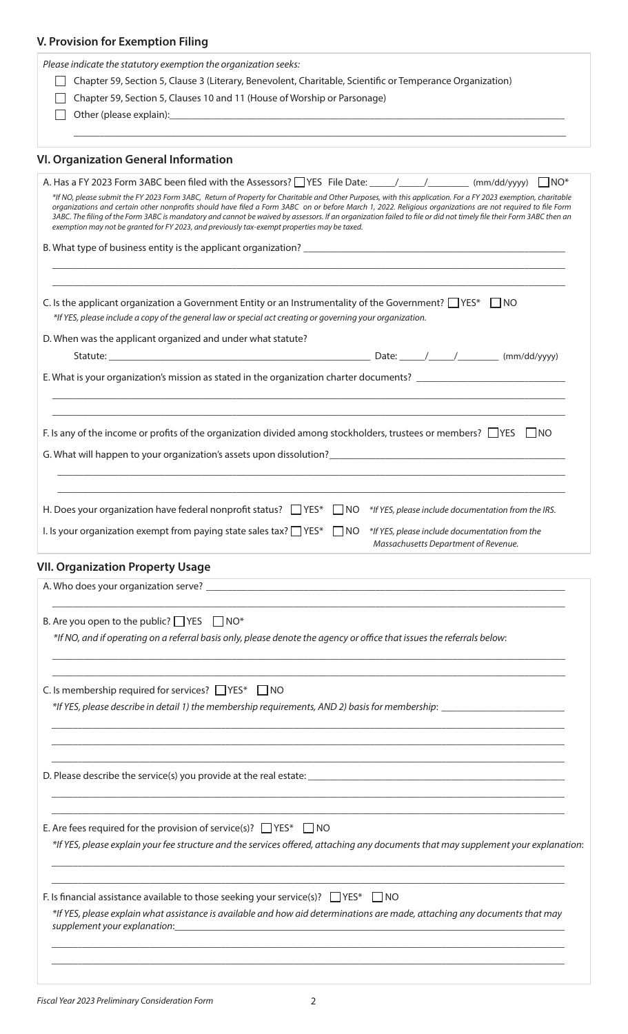## V. Provision for Exemption Filing

*Please indicate the statutory exemption the organization seeks:*

- ☐ Chapter 59, Section 5, Clause 3 (Literary, Benevolent, Charitable, Scientific or Temperance Organization)
- ☐ Chapter 59, Section 5, Clauses 10 and 11 (House of Worship or Parsonage)
- ☐ Other (please explain):\_\_\_\_\_\_\_\_\_\_\_\_\_\_\_\_\_\_\_\_\_\_\_\_\_\_\_\_\_\_\_\_\_\_\_\_\_\_\_\_\_\_\_\_

## VI. Organization General Information

A. Has a FY 2023 Form 3ABC been filed with the Assessors? ☐ YES File Date: \_\_\_\_\_/\_\_\_\_\_/\_\_\_\_\_\_\_\_ (mm/dd/yyyy) ☐ NO*

*\*If NO, please submit the FY 2023 Form 3ABC, Return of Property for Charitable and Other Purposes, with this application. For a FY 2023 exemption, charitable organizations and certain other nonprofits should have filed a Form 3ABC on or before March 1, 2022. Religious organizations are not required to file Form 3ABC. The filing of the Form 3ABC is mandatory and cannot be waived by assessors. If an organization failed to file or did not timely file their Form 3ABC then an exemption may not be granted for FY 2023, and previously tax-exempt properties may be taxed.*

B. What type of business entity is the applicant organization? \_\_\_\_\_\_\_\_\_\_\_\_\_\_\_\_\_\_\_\_\_\_\_\_\_\_\_\_\_\_\_\_

C. Is the applicant organization a Government Entity or an Instrumentality of the Government? ☐ YES* ☐ NO

*\*If YES, please include a copy of the general law or special act creating or governing your organization.*

D. When was the applicant organized and under what statute?

Statute: \_\_\_\_\_\_\_\_\_\_\_\_\_\_\_\_\_\_\_\_\_\_\_\_\_\_\_\_\_\_\_\_ Date: \_\_\_\_\_/\_\_\_\_\_/\_\_\_\_\_\_\_\_ (mm/dd/yyyy)

E. What is your organization's mission as stated in the organization charter documents? \_\_\_\_\_\_\_\_\_\_\_\_\_\_\_\_\_\_\_\_

F. Is any of the income or profits of the organization divided among stockholders, trustees or members? ☐ YES ☐ NO

G. What will happen to your organization's assets upon dissolution?\_\_\_\_\_\_\_\_\_\_\_\_\_\_\_\_\_\_\_\_\_\_\_\_\_\_\_\_\_\_\_\_

H. Does your organization have federal nonprofit status? ☐ YES* ☐ NO *\*If YES, please include documentation from the IRS.*

I. Is your organization exempt from paying state sales tax? ☐ YES* ☐ NO *\*If YES, please include documentation from the Massachusetts Department of Revenue.*

## VII. Organization Property Usage

A. Who does your organization serve? \_\_\_\_\_\_\_\_\_\_\_\_\_\_\_\_\_\_\_\_\_\_\_\_\_\_\_\_\_\_\_\_

B. Are you open to the public? ☐ YES ☐ NO*

*\*If NO, and if operating on a referral basis only, please denote the agency or office that issues the referrals below:*

C. Is membership required for services? ☐ YES* ☐ NO

*\*If YES, please describe in detail 1) the membership requirements, AND 2) basis for membership:* \_\_\_\_\_\_\_\_\_\_\_\_\_\_\_\_\_\_\_\_

D. Please describe the service(s) you provide at the real estate: \_\_\_\_\_\_\_\_\_\_\_\_\_\_\_\_\_\_\_\_\_\_\_\_\_\_\_\_\_\_\_\_

E. Are fees required for the provision of service(s)? ☐ YES* ☐ NO

*\*If YES, please explain your fee structure and the services offered, attaching any documents that may supplement your explanation:*

F. Is financial assistance available to those seeking your service(s)? ☐ YES* ☐ NO

*\*If YES, please explain what assistance is available and how aid determinations are made, attaching any documents that may supplement your explanation:*\_\_\_\_\_\_\_\_\_\_\_\_\_\_\_\_\_\_\_\_\_\_\_\_\_\_\_\_\_\_\_\_

*Fiscal Year 2023 Preliminary Consideration Form*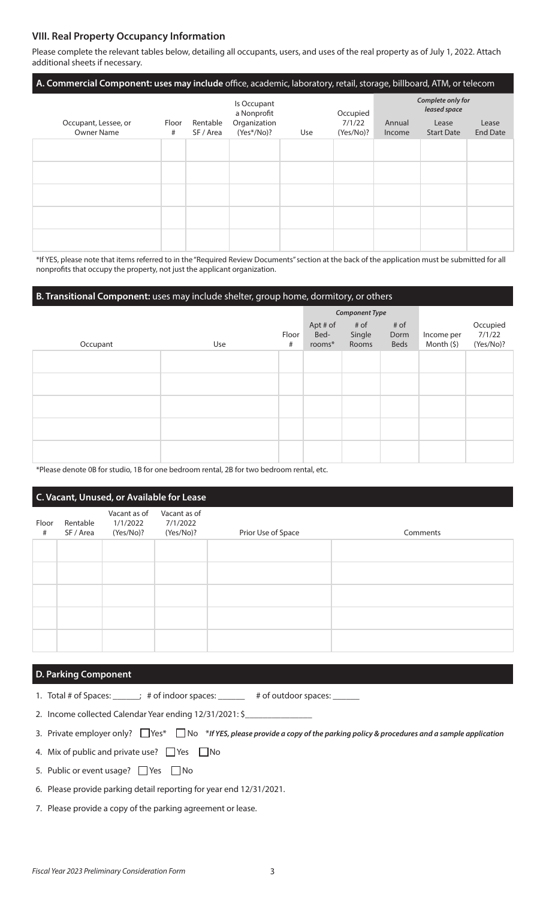## VIII. Real Property Occupancy Information

Please complete the relevant tables below, detailing all occupants, users, and uses of the real property as of July 1, 2022. Attach additional sheets if necessary.

### A. Commercial Component: uses may include office, academic, laboratory, retail, storage, billboard, ATM, or telecom

| Occupant, Lessee, or Owner Name | Floor # | Rentable SF / Area | Is Occupant a Nonprofit Organization (Yes*/No)? | Use | Occupied 7/1/22 (Yes/No)? | Annual Income | *Complete only for leased space* Lease Start Date | Lease End Date |
|---|---|---|---|---|---|---|---|---|
| | | | | | | | | |
| | | | | | | | | |
| | | | | | | | | |
| | | | | | | | | |
| | | | | | | | | |

*If YES, please note that items referred to in the "Required Review Documents" section at the back of the application must be submitted for all nonprofits that occupy the property, not just the applicant organization.

### B. Transitional Component: uses may include shelter, group home, dormitory, or others

| Occupant | Use | Floor # | *Component Type* Apt # of Bed-rooms* | # of Single Rooms | # of Dorm Beds | Income per Month ($) | Occupied 7/1/22 (Yes/No)? |
|---|---|---|---|---|---|---|---|
| | | | | | | | |
| | | | | | | | |
| | | | | | | | |
| | | | | | | | |
| | | | | | | | |

*Please denote 0B for studio, 1B for one bedroom rental, 2B for two bedroom rental, etc.

### C. Vacant, Unused, or Available for Lease

| Floor # | Rentable SF / Area | Vacant as of 1/1/2022 (Yes/No)? | Vacant as of 7/1/2022 (Yes/No)? | Prior Use of Space | Comments |
|---|---|---|---|---|---|
| | | | | | |
| | | | | | |
| | | | | | |
| | | | | | |
| | | | | | |

### D. Parking Component

1. Total # of Spaces: ______; # of indoor spaces: ______ # of outdoor spaces: ______
2. Income collected Calendar Year ending 12/31/2021: $______________
3. Private employer only? ☐ Yes* ☐ No *\*If YES, please provide a copy of the parking policy & procedures and a sample application*
4. Mix of public and private use? ☐ Yes ☐ No
5. Public or event usage? ☐ Yes ☐ No
6. Please provide parking detail reporting for year end 12/31/2021.
7. Please provide a copy of the parking agreement or lease.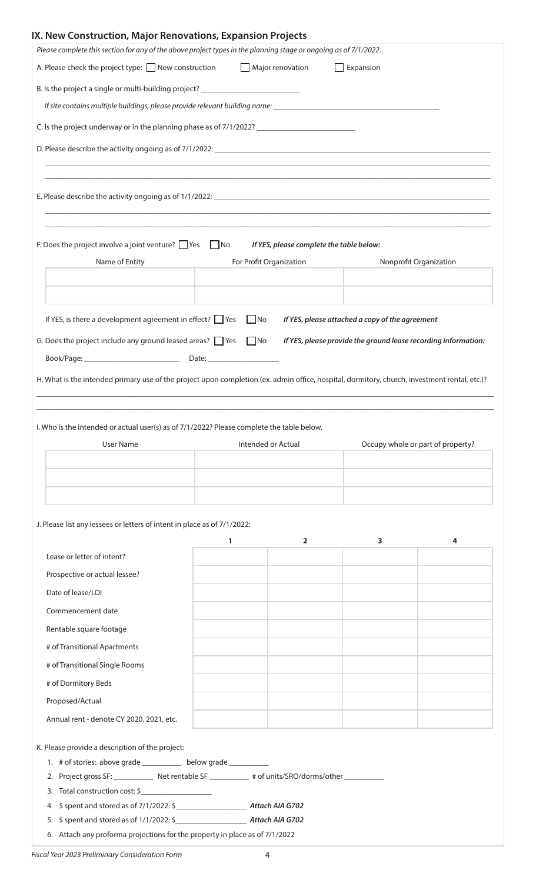## IX. New Construction, Major Renovations, Expansion Projects

*Please complete this section for any of the above project types in the planning stage or ongoing as of 7/1/2022.*

A. Please check the project type: ☐ New construction ☐ Major renovation ☐ Expansion

B. Is the project a single or multi-building project? ________________________

*If site contains multiple buildings, please provide relevant building name:* ________________________________________

C. Is the project underway or in the planning phase as of 7/1/2022? ________________________

D. Please describe the activity ongoing as of 7/1/2022: ________________________________________________________________

______________________________________________________________________________________________

______________________________________________________________________________________________

E. Please describe the activity ongoing as of 1/1/2022: ________________________________________________________________

______________________________________________________________________________________________

______________________________________________________________________________________________

F. Does the project involve a joint venture? ☐ Yes ☐ No *If YES, please complete the table below:*

| Name of Entity | For Profit Organization | Nonprofit Organization |
|---|---|---|
| | | |
| | | |

If YES, is there a development agreement in effect? ☐ Yes ☐ No *If YES, please attached a copy of the agreement*

G. Does the project include any ground leased areas? ☐ Yes ☐ No *If YES, please provide the ground lease recording information:*

Book/Page: ________________________ Date: __________________

H. What is the intended primary use of the project upon completion (ex. admin office, hospital, dormitory, church, investment rental, etc.)?

______________________________________________________________________________________________

______________________________________________________________________________________________

I. Who is the intended or actual user(s) as of 7/1/2022? Please complete the table below.

| User Name | Intended or Actual | Occupy whole or part of property? |
|---|---|---|
| | | |
| | | |
| | | |

J. Please list any lessees or letters of intent in place as of 7/1/2022:

| | 1 | 2 | 3 | 4 |
|---|---|---|---|---|
| Lease or letter of intent? | | | | |
| Prospective or actual lessee? | | | | |
| Date of lease/LOI | | | | |
| Commencement date | | | | |
| Rentable square footage | | | | |
| # of Transitional Apartments | | | | |
| # of Transitional Single Rooms | | | | |
| # of Dormitory Beds | | | | |
| Proposed/Actual | | | | |
| Annual rent - denote CY 2020, 2021, etc. | | | | |

K. Please provide a description of the project:

1. # of stories: above grade __________ below grade __________
2. Project gross SF: __________ Net rentable SF __________ # of units/SRO/dorms/other __________
3. Total construction cost: $__________________
4. $ spent and stored as of 7/1/2022: $__________________ ***Attach AIA G702***
5. $ spent and stored as of 1/1/2022: $__________________ ***Attach AIA G702***
6. Attach any proforma projections for the property in place as of 7/1/2022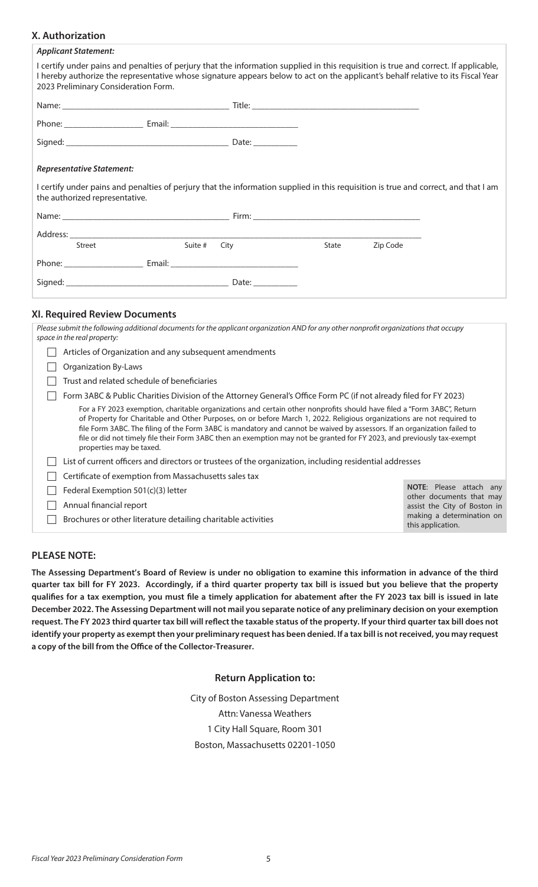## X. Authorization

***Applicant Statement:***

I certify under pains and penalties of perjury that the information supplied in this requisition is true and correct. If applicable, I hereby authorize the representative whose signature appears below to act on the applicant's behalf relative to its Fiscal Year 2023 Preliminary Consideration Form.

Name: ______________________ Title: ______________________

Phone: ______________ Email: ______________________

Signed: ______________________ Date: __________

***Representative Statement:***

I certify under pains and penalties of perjury that the information supplied in this requisition is true and correct, and that I am the authorized representative.

Name: ______________________ Firm: ______________________

Address: ______________________________________________
Street Suite # City State Zip Code

Phone: ______________ Email: ______________________

Signed: ______________________ Date: __________

## XI. Required Review Documents

*Please submit the following additional documents for the applicant organization AND for any other nonprofit organizations that occupy space in the real property:*

- ☐ Articles of Organization and any subsequent amendments
- ☐ Organization By-Laws
- ☐ Trust and related schedule of beneficiaries
- ☐ Form 3ABC & Public Charities Division of the Attorney General's Office Form PC (if not already filed for FY 2023)

  For a FY 2023 exemption, charitable organizations and certain other nonprofits should have filed a "Form 3ABC", Return of Property for Charitable and Other Purposes, on or before March 1, 2022. Religious organizations are not required to file Form 3ABC. The filing of the Form 3ABC is mandatory and cannot be waived by assessors. If an organization failed to file or did not timely file their Form 3ABC then an exemption may not be granted for FY 2023, and previously tax-exempt properties may be taxed.

- ☐ List of current officers and directors or trustees of the organization, including residential addresses
- ☐ Certificate of exemption from Massachusetts sales tax
- ☐ Federal Exemption 501(c)(3) letter
- ☐ Annual financial report
- ☐ Brochures or other literature detailing charitable activities

**NOTE**: Please attach any other documents that may assist the City of Boston in making a determination on this application.

### PLEASE NOTE:

**The Assessing Department's Board of Review is under no obligation to examine this information in advance of the third quarter tax bill for FY 2023. Accordingly, if a third quarter property tax bill is issued but you believe that the property qualifies for a tax exemption, you must file a timely application for abatement after the FY 2023 tax bill is issued in late December 2022. The Assessing Department will not mail you separate notice of any preliminary decision on your exemption request. The FY 2023 third quarter tax bill will reflect the taxable status of the property. If your third quarter tax bill does not identify your property as exempt then your preliminary request has been denied. If a tax bill is not received, you may request a copy of the bill from the Office of the Collector-Treasurer.**

### Return Application to:

City of Boston Assessing Department
Attn: Vanessa Weathers
1 City Hall Square, Room 301
Boston, Massachusetts 02201-1050